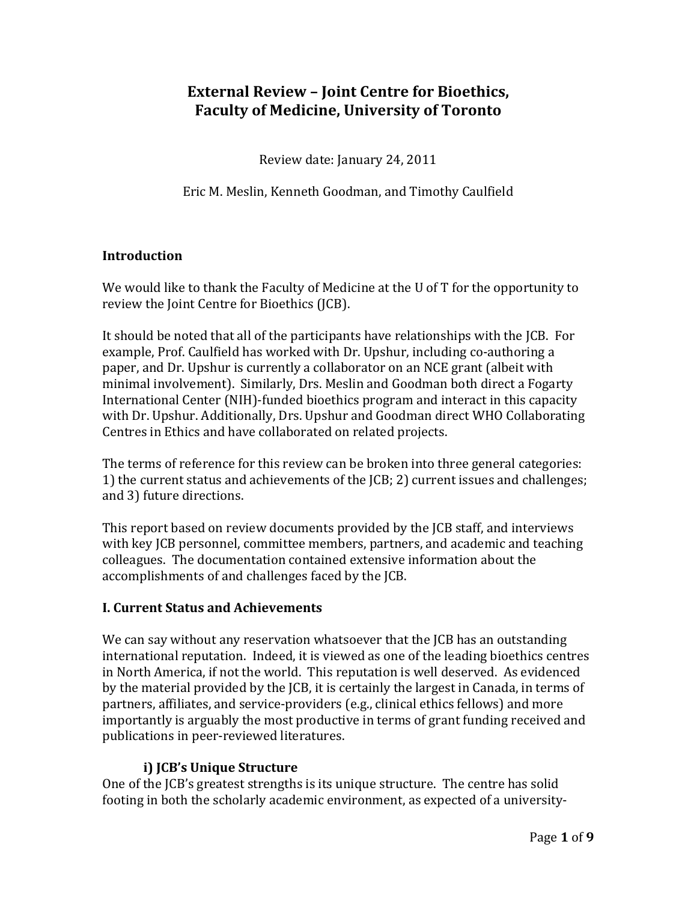# External Review – Joint Centre for Bioethics, Faculty of Medicine, University of Toronto

Review date: January 24, 2011

Eric M. Meslin, Kenneth Goodman, and Timothy Caulfield

## Introduction

We would like to thank the Faculty of Medicine at the U of T for the opportunity to review the Joint Centre for Bioethics (JCB).

It should be noted that all of the participants have relationships with the JCB. For example, Prof. Caulfield has worked with Dr. Upshur, including co-authoring a paper, and Dr. Upshur is currently a collaborator on an NCE grant (albeit with minimal involvement). Similarly, Drs. Meslin and Goodman both direct a Fogarty International Center (NIH)-funded bioethics program and interact in this capacity with Dr. Upshur. Additionally, Drs. Upshur and Goodman direct WHO Collaborating Centres in Ethics and have collaborated on related projects.

The terms of reference for this review can be broken into three general categories: 1) the current status and achievements of the JCB; 2) current issues and challenges; and 3) future directions.

This report based on review documents provided by the JCB staff, and interviews with key JCB personnel, committee members, partners, and academic and teaching colleagues. The documentation contained extensive information about the accomplishments of and challenges faced by the JCB.

## I. Current Status and Achievements

We can say without any reservation whatsoever that the JCB has an outstanding international reputation. Indeed, it is viewed as one of the leading bioethics centres in North America, if not the world. This reputation is well deserved. As evidenced by the material provided by the JCB, it is certainly the largest in Canada, in terms of partners, affiliates, and service-providers (e.g., clinical ethics fellows) and more importantly is arguably the most productive in terms of grant funding received and publications in peer-reviewed literatures.

### i) JCB's Unique Structure

One of the JCB's greatest strengths is its unique structure. The centre has solid footing in both the scholarly academic environment, as expected of a university-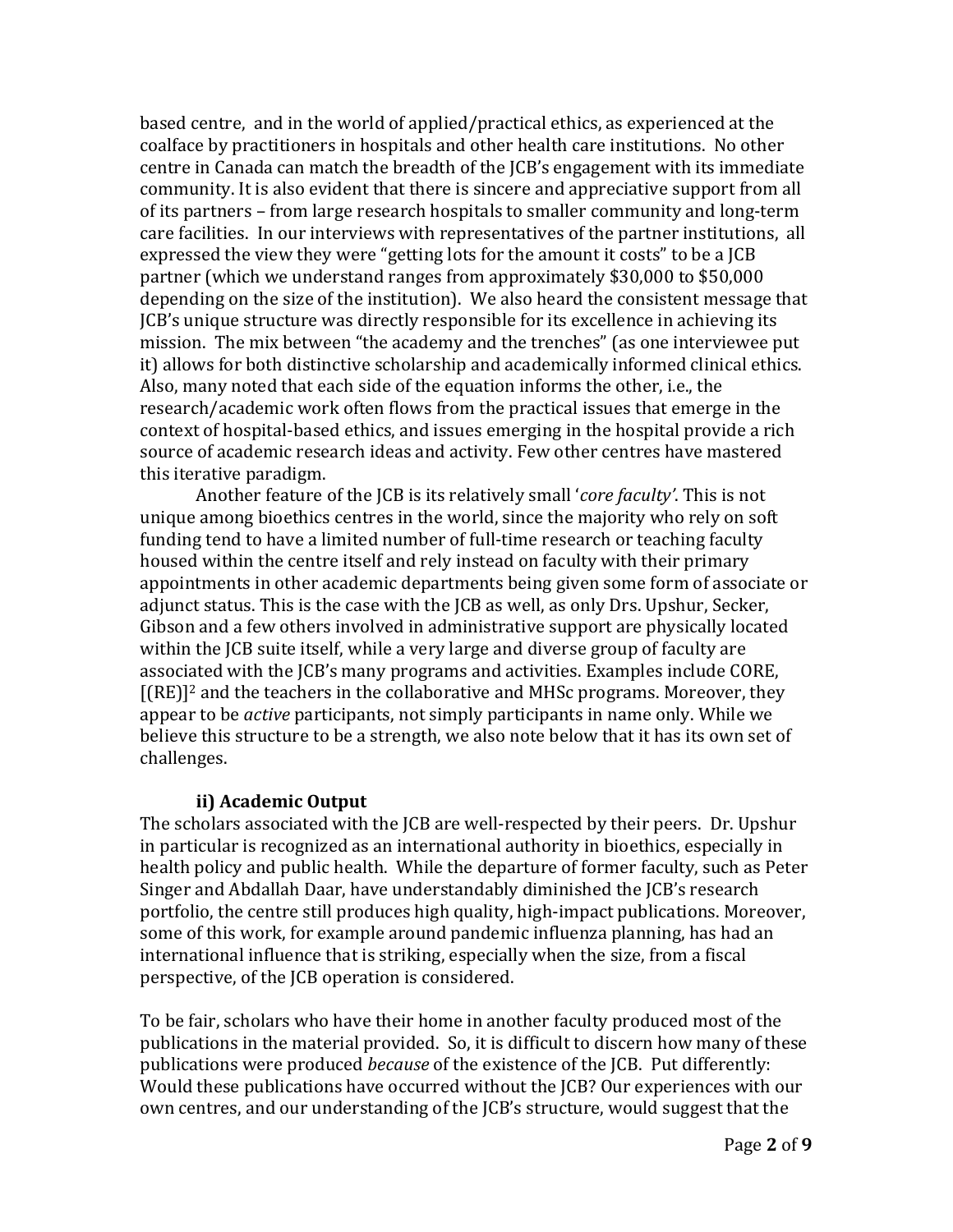based centre, and in the world of applied/practical ethics, as experienced at the coalface by practitioners in hospitals and other health care institutions. No other centre in Canada can match the breadth of the JCB's engagement with its immediate community. It is also evident that there is sincere and appreciative support from all of its partners – from large research hospitals to smaller community and long-term care facilities. In our interviews with representatives of the partner institutions, all expressed the view they were "getting lots for the amount it costs" to be a JCB partner (which we understand ranges from approximately $30,000 to $50,000 depending on the size of the institution). We also heard the consistent message that JCB's unique structure was directly responsible for its excellence in achieving its mission. The mix between "the academy and the trenches" (as one interviewee put it) allows for both distinctive scholarship and academically informed clinical ethics. Also, many noted that each side of the equation informs the other, i.e., the research/academic work often flows from the practical issues that emerge in the context of hospital-based ethics, and issues emerging in the hospital provide a rich source of academic research ideas and activity. Few other centres have mastered this iterative paradigm.

Another feature of the JCB is its relatively small '*core faculty*'. This is not unique among bioethics centres in the world, since the majority who rely on soft funding tend to have a limited number of full-time research or teaching faculty housed within the centre itself and rely instead on faculty with their primary appointments in other academic departments being given some form of associate or adjunct status. This is the case with the JCB as well, as only Drs. Upshur, Secker, Gibson and a few others involved in administrative support are physically located within the JCB suite itself, while a very large and diverse group of faculty are associated with the JCB's many programs and activities. Examples include CORE, $[(RE)]^2$ and the teachers in the collaborative and MHSc programs. Moreover, they appear to be *active* participants, not simply participants in name only. While we believe this structure to be a strength, we also note below that it has its own set of challenges.

### ii) Academic Output

The scholars associated with the JCB are well-respected by their peers. Dr. Upshur in particular is recognized as an international authority in bioethics, especially in health policy and public health. While the departure of former faculty, such as Peter Singer and Abdallah Daar, have understandably diminished the JCB's research portfolio, the centre still produces high quality, high-impact publications. Moreover, some of this work, for example around pandemic influenza planning, has had an international influence that is striking, especially when the size, from a fiscal perspective, of the JCB operation is considered.

To be fair, scholars who have their home in another faculty produced most of the publications in the material provided. So, it is difficult to discern how many of these publications were produced *because* of the existence of the JCB. Put differently: Would these publications have occurred without the JCB? Our experiences with our own centres, and our understanding of the JCB's structure, would suggest that the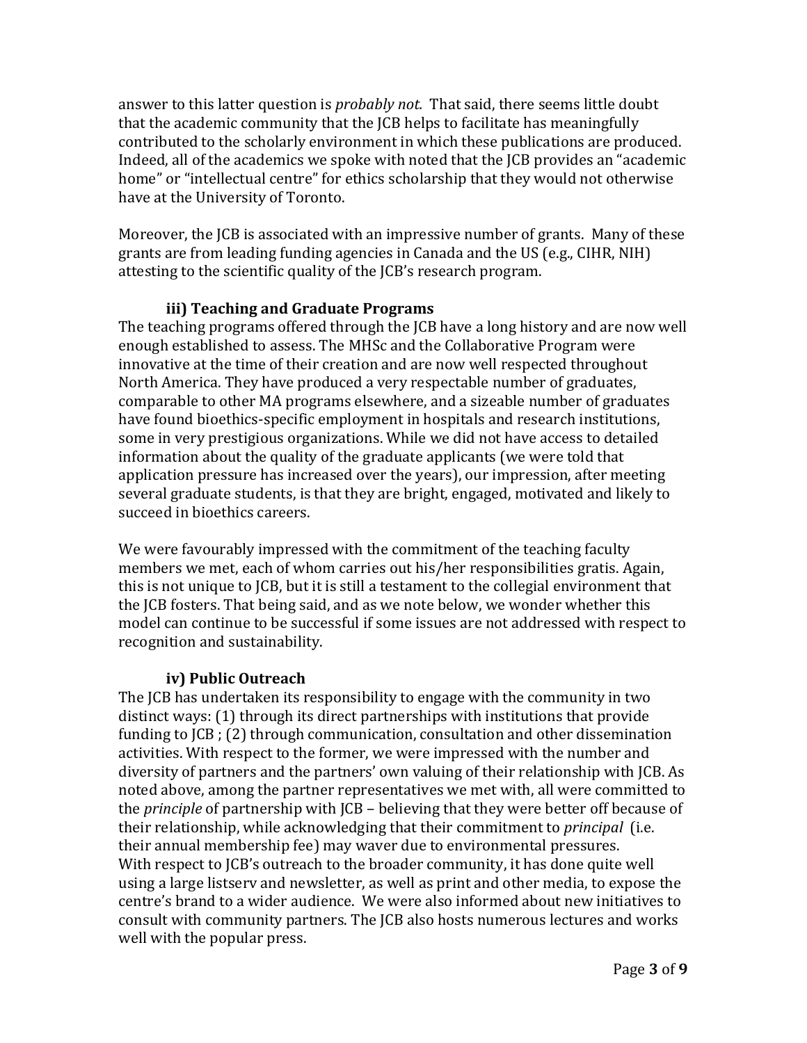answer to this latter question is *probably not.* That said, there seems little doubt that the academic community that the JCB helps to facilitate has meaningfully contributed to the scholarly environment in which these publications are produced. Indeed, all of the academics we spoke with noted that the JCB provides an "academic home" or "intellectual centre" for ethics scholarship that they would not otherwise have at the University of Toronto.

Moreover, the JCB is associated with an impressive number of grants. Many of these grants are from leading funding agencies in Canada and the US (e.g., CIHR, NIH) attesting to the scientific quality of the JCB's research program.

### iii) Teaching and Graduate Programs

The teaching programs offered through the JCB have a long history and are now well enough established to assess. The MHSc and the Collaborative Program were innovative at the time of their creation and are now well respected throughout North America. They have produced a very respectable number of graduates, comparable to other MA programs elsewhere, and a sizeable number of graduates have found bioethics-specific employment in hospitals and research institutions, some in very prestigious organizations. While we did not have access to detailed information about the quality of the graduate applicants (we were told that application pressure has increased over the years), our impression, after meeting several graduate students, is that they are bright, engaged, motivated and likely to succeed in bioethics careers.

We were favourably impressed with the commitment of the teaching faculty members we met, each of whom carries out his/her responsibilities gratis. Again, this is not unique to JCB, but it is still a testament to the collegial environment that the JCB fosters. That being said, and as we note below, we wonder whether this model can continue to be successful if some issues are not addressed with respect to recognition and sustainability.

### iv) Public Outreach

The JCB has undertaken its responsibility to engage with the community in two distinct ways: (1) through its direct partnerships with institutions that provide funding to JCB ; (2) through communication, consultation and other dissemination activities. With respect to the former, we were impressed with the number and diversity of partners and the partners' own valuing of their relationship with JCB. As noted above, among the partner representatives we met with, all were committed to the *principle* of partnership with JCB – believing that they were better off because of their relationship, while acknowledging that their commitment to *principal* (i.e. their annual membership fee) may waver due to environmental pressures.
With respect to JCB's outreach to the broader community, it has done quite well using a large listserv and newsletter, as well as print and other media, to expose the centre's brand to a wider audience. We were also informed about new initiatives to consult with community partners. The JCB also hosts numerous lectures and works well with the popular press.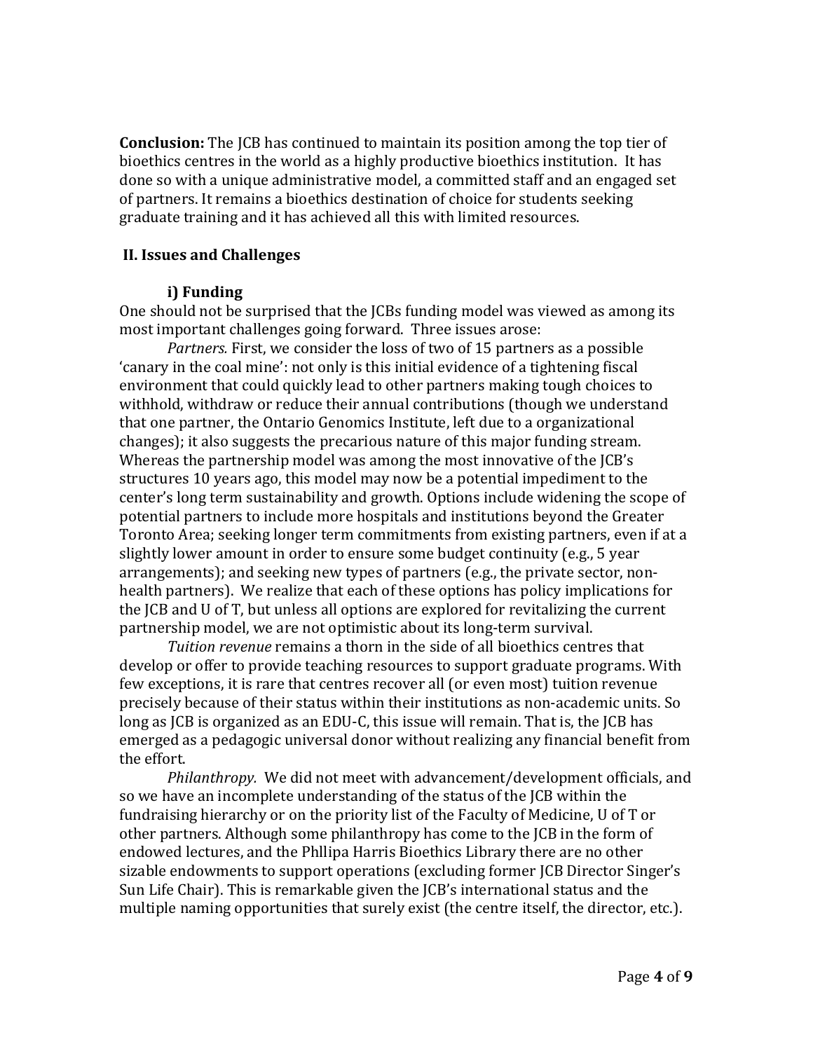**Conclusion:** The JCB has continued to maintain its position among the top tier of bioethics centres in the world as a highly productive bioethics institution. It has done so with a unique administrative model, a committed staff and an engaged set of partners. It remains a bioethics destination of choice for students seeking graduate training and it has achieved all this with limited resources.

## II. Issues and Challenges

### i) Funding

One should not be surprised that the JCBs funding model was viewed as among its most important challenges going forward. Three issues arose:

*Partners.* First, we consider the loss of two of 15 partners as a possible 'canary in the coal mine': not only is this initial evidence of a tightening fiscal environment that could quickly lead to other partners making tough choices to withhold, withdraw or reduce their annual contributions (though we understand that one partner, the Ontario Genomics Institute, left due to a organizational changes); it also suggests the precarious nature of this major funding stream. Whereas the partnership model was among the most innovative of the JCB's structures 10 years ago, this model may now be a potential impediment to the center's long term sustainability and growth. Options include widening the scope of potential partners to include more hospitals and institutions beyond the Greater Toronto Area; seeking longer term commitments from existing partners, even if at a slightly lower amount in order to ensure some budget continuity (e.g., 5 year arrangements); and seeking new types of partners (e.g., the private sector, non-health partners). We realize that each of these options has policy implications for the JCB and U of T, but unless all options are explored for revitalizing the current partnership model, we are not optimistic about its long-term survival.

*Tuition revenue* remains a thorn in the side of all bioethics centres that develop or offer to provide teaching resources to support graduate programs. With few exceptions, it is rare that centres recover all (or even most) tuition revenue precisely because of their status within their institutions as non-academic units. So long as JCB is organized as an EDU-C, this issue will remain. That is, the JCB has emerged as a pedagogic universal donor without realizing any financial benefit from the effort.

*Philanthropy.* We did not meet with advancement/development officials, and so we have an incomplete understanding of the status of the JCB within the fundraising hierarchy or on the priority list of the Faculty of Medicine, U of T or other partners. Although some philanthropy has come to the JCB in the form of endowed lectures, and the Phllipa Harris Bioethics Library there are no other sizable endowments to support operations (excluding former JCB Director Singer's Sun Life Chair). This is remarkable given the JCB's international status and the multiple naming opportunities that surely exist (the centre itself, the director, etc.).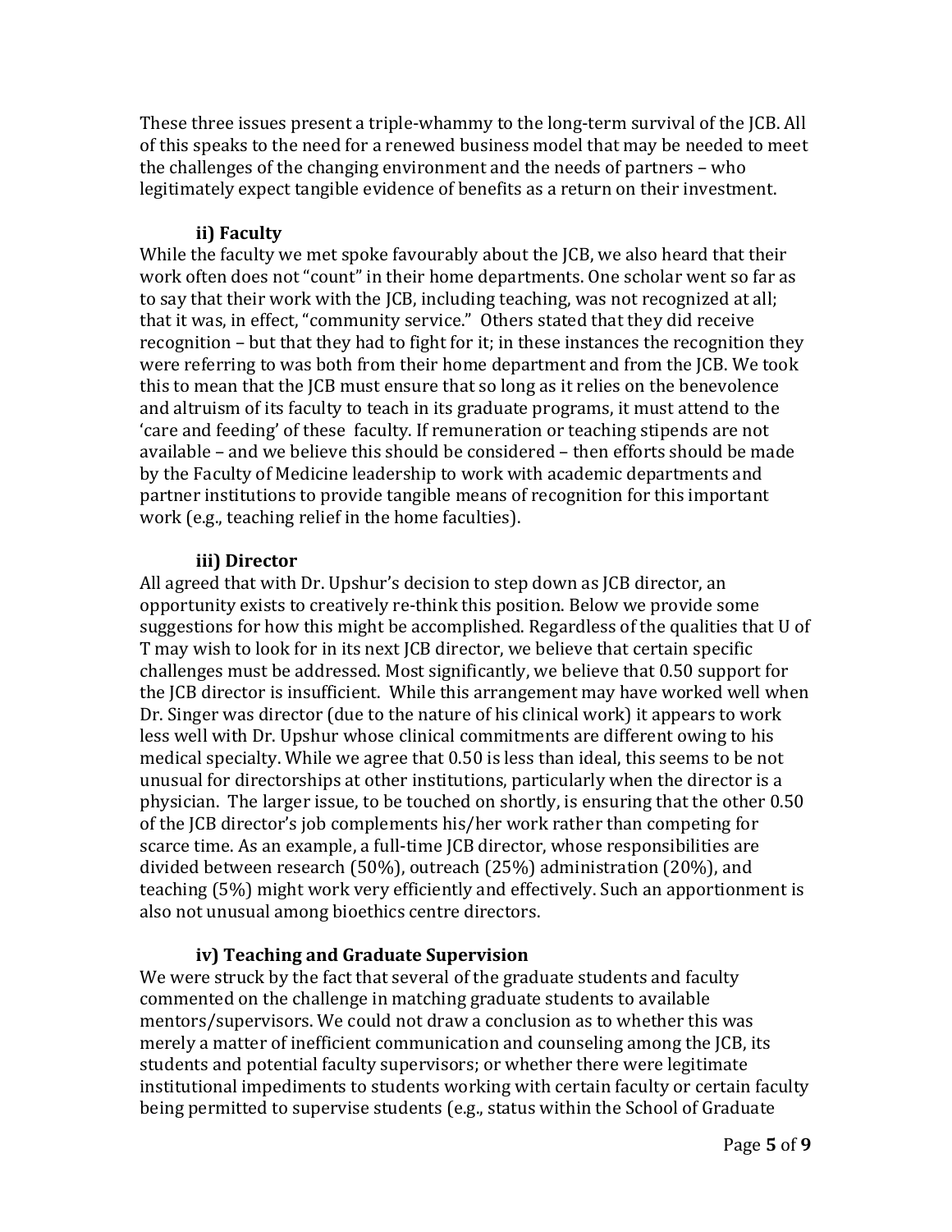These three issues present a triple-whammy to the long-term survival of the JCB. All of this speaks to the need for a renewed business model that may be needed to meet the challenges of the changing environment and the needs of partners – who legitimately expect tangible evidence of benefits as a return on their investment.

### ii) Faculty

While the faculty we met spoke favourably about the JCB, we also heard that their work often does not "count" in their home departments. One scholar went so far as to say that their work with the JCB, including teaching, was not recognized at all; that it was, in effect, "community service." Others stated that they did receive recognition – but that they had to fight for it; in these instances the recognition they were referring to was both from their home department and from the JCB. We took this to mean that the JCB must ensure that so long as it relies on the benevolence and altruism of its faculty to teach in its graduate programs, it must attend to the 'care and feeding' of these faculty. If remuneration or teaching stipends are not available – and we believe this should be considered – then efforts should be made by the Faculty of Medicine leadership to work with academic departments and partner institutions to provide tangible means of recognition for this important work (e.g., teaching relief in the home faculties).

### iii) Director

All agreed that with Dr. Upshur's decision to step down as JCB director, an opportunity exists to creatively re-think this position. Below we provide some suggestions for how this might be accomplished. Regardless of the qualities that U of T may wish to look for in its next JCB director, we believe that certain specific challenges must be addressed. Most significantly, we believe that 0.50 support for the JCB director is insufficient. While this arrangement may have worked well when Dr. Singer was director (due to the nature of his clinical work) it appears to work less well with Dr. Upshur whose clinical commitments are different owing to his medical specialty. While we agree that 0.50 is less than ideal, this seems to be not unusual for directorships at other institutions, particularly when the director is a physician. The larger issue, to be touched on shortly, is ensuring that the other 0.50 of the JCB director's job complements his/her work rather than competing for scarce time. As an example, a full-time JCB director, whose responsibilities are divided between research (50%), outreach (25%) administration (20%), and teaching (5%) might work very efficiently and effectively. Such an apportionment is also not unusual among bioethics centre directors.

### iv) Teaching and Graduate Supervision

We were struck by the fact that several of the graduate students and faculty commented on the challenge in matching graduate students to available mentors/supervisors. We could not draw a conclusion as to whether this was merely a matter of inefficient communication and counseling among the JCB, its students and potential faculty supervisors; or whether there were legitimate institutional impediments to students working with certain faculty or certain faculty being permitted to supervise students (e.g., status within the School of Graduate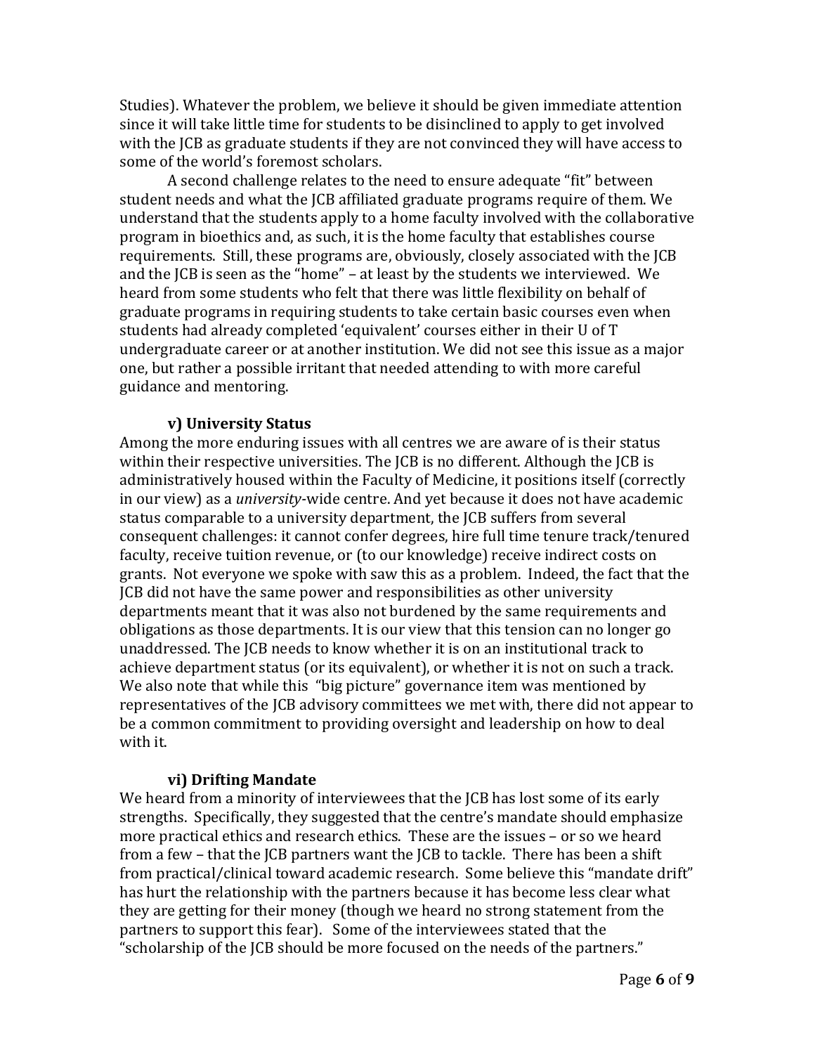Studies). Whatever the problem, we believe it should be given immediate attention since it will take little time for students to be disinclined to apply to get involved with the JCB as graduate students if they are not convinced they will have access to some of the world's foremost scholars.

A second challenge relates to the need to ensure adequate "fit" between student needs and what the JCB affiliated graduate programs require of them. We understand that the students apply to a home faculty involved with the collaborative program in bioethics and, as such, it is the home faculty that establishes course requirements. Still, these programs are, obviously, closely associated with the JCB and the JCB is seen as the "home" – at least by the students we interviewed. We heard from some students who felt that there was little flexibility on behalf of graduate programs in requiring students to take certain basic courses even when students had already completed 'equivalent' courses either in their U of T undergraduate career or at another institution. We did not see this issue as a major one, but rather a possible irritant that needed attending to with more careful guidance and mentoring.

### v) University Status

Among the more enduring issues with all centres we are aware of is their status within their respective universities. The JCB is no different. Although the JCB is administratively housed within the Faculty of Medicine, it positions itself (correctly in our view) as a *university*-wide centre. And yet because it does not have academic status comparable to a university department, the JCB suffers from several consequent challenges: it cannot confer degrees, hire full time tenure track/tenured faculty, receive tuition revenue, or (to our knowledge) receive indirect costs on grants. Not everyone we spoke with saw this as a problem. Indeed, the fact that the JCB did not have the same power and responsibilities as other university departments meant that it was also not burdened by the same requirements and obligations as those departments. It is our view that this tension can no longer go unaddressed. The JCB needs to know whether it is on an institutional track to achieve department status (or its equivalent), or whether it is not on such a track. We also note that while this "big picture" governance item was mentioned by representatives of the JCB advisory committees we met with, there did not appear to be a common commitment to providing oversight and leadership on how to deal with it.

### vi) Drifting Mandate

We heard from a minority of interviewees that the JCB has lost some of its early strengths. Specifically, they suggested that the centre's mandate should emphasize more practical ethics and research ethics. These are the issues – or so we heard from a few – that the JCB partners want the JCB to tackle. There has been a shift from practical/clinical toward academic research. Some believe this "mandate drift" has hurt the relationship with the partners because it has become less clear what they are getting for their money (though we heard no strong statement from the partners to support this fear). Some of the interviewees stated that the "scholarship of the JCB should be more focused on the needs of the partners."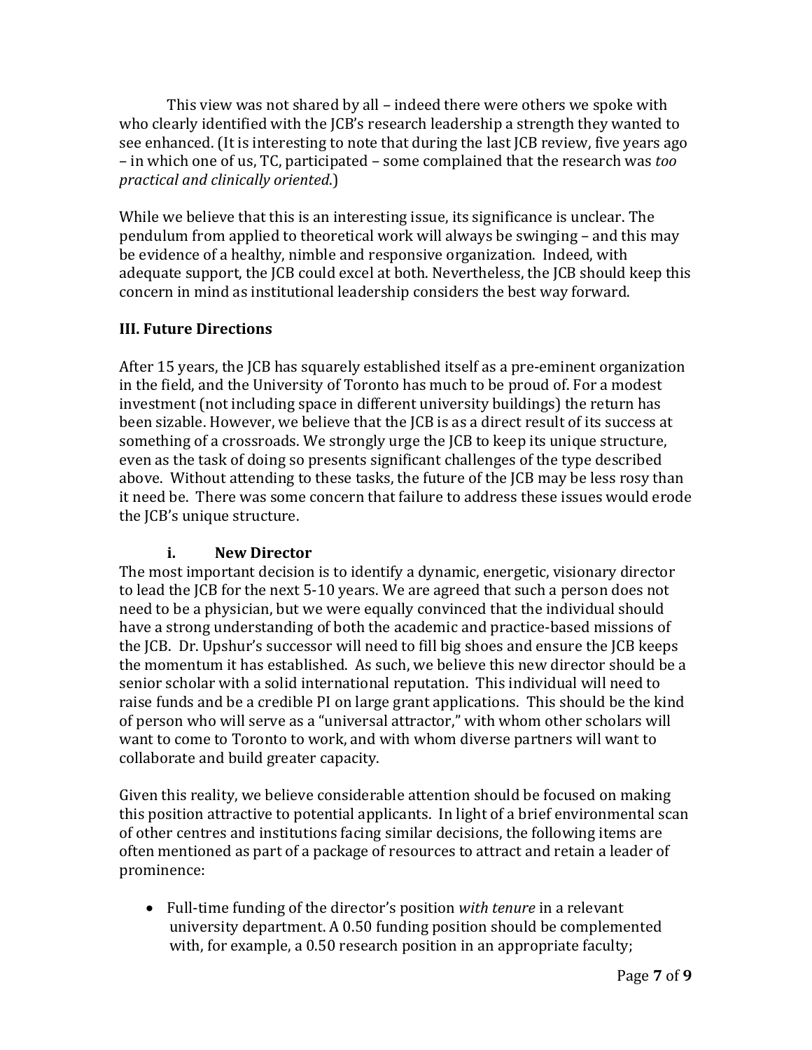This view was not shared by all – indeed there were others we spoke with who clearly identified with the JCB's research leadership a strength they wanted to see enhanced. (It is interesting to note that during the last JCB review, five years ago – in which one of us, TC, participated – some complained that the research was *too practical and clinically oriented*.)

While we believe that this is an interesting issue, its significance is unclear. The pendulum from applied to theoretical work will always be swinging – and this may be evidence of a healthy, nimble and responsive organization. Indeed, with adequate support, the JCB could excel at both. Nevertheless, the JCB should keep this concern in mind as institutional leadership considers the best way forward.

## III. Future Directions

After 15 years, the JCB has squarely established itself as a pre-eminent organization in the field, and the University of Toronto has much to be proud of. For a modest investment (not including space in different university buildings) the return has been sizable. However, we believe that the JCB is as a direct result of its success at something of a crossroads. We strongly urge the JCB to keep its unique structure, even as the task of doing so presents significant challenges of the type described above. Without attending to these tasks, the future of the JCB may be less rosy than it need be. There was some concern that failure to address these issues would erode the JCB's unique structure.

### i. New Director

The most important decision is to identify a dynamic, energetic, visionary director to lead the JCB for the next 5-10 years. We are agreed that such a person does not need to be a physician, but we were equally convinced that the individual should have a strong understanding of both the academic and practice-based missions of the JCB. Dr. Upshur's successor will need to fill big shoes and ensure the JCB keeps the momentum it has established. As such, we believe this new director should be a senior scholar with a solid international reputation. This individual will need to raise funds and be a credible PI on large grant applications. This should be the kind of person who will serve as a "universal attractor," with whom other scholars will want to come to Toronto to work, and with whom diverse partners will want to collaborate and build greater capacity.

Given this reality, we believe considerable attention should be focused on making this position attractive to potential applicants. In light of a brief environmental scan of other centres and institutions facing similar decisions, the following items are often mentioned as part of a package of resources to attract and retain a leader of prominence:

- Full-time funding of the director's position *with tenure* in a relevant university department. A 0.50 funding position should be complemented with, for example, a 0.50 research position in an appropriate faculty;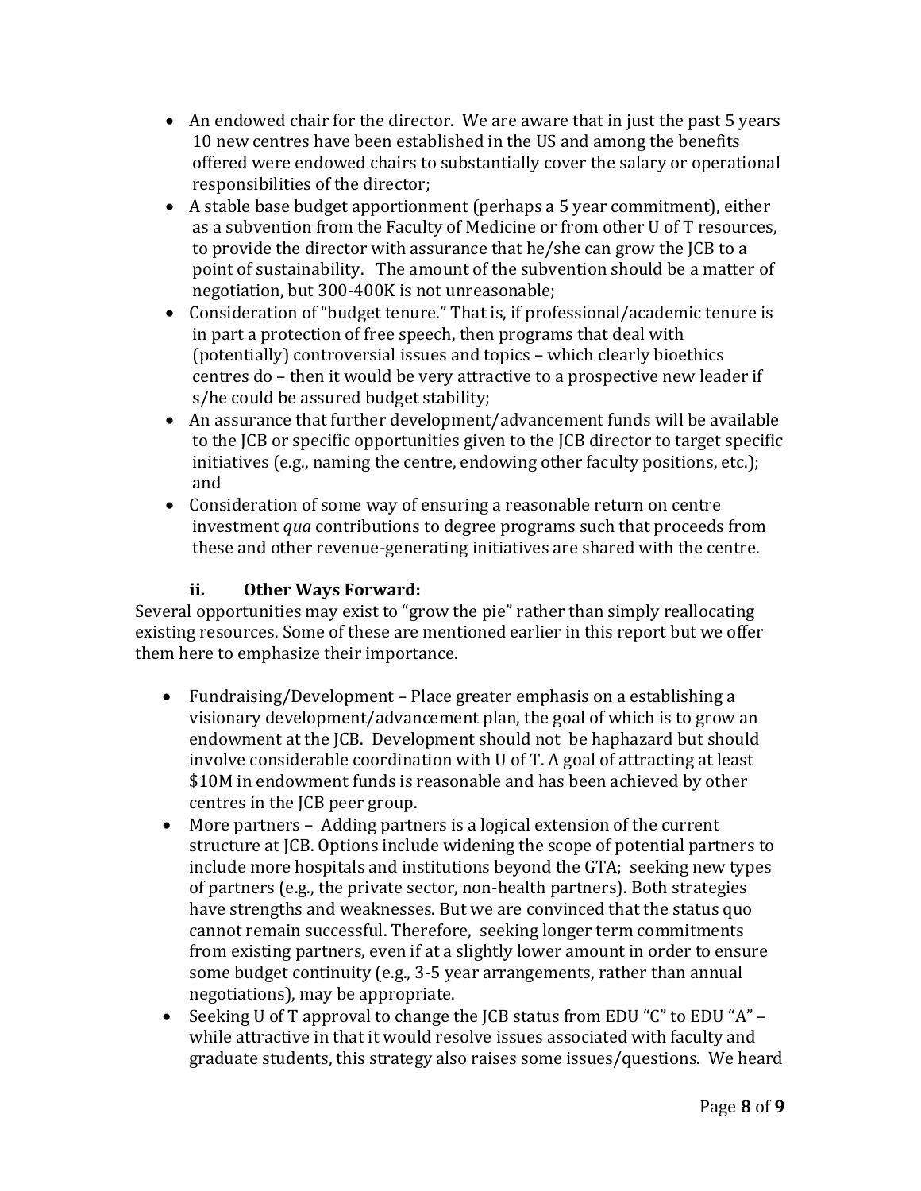- An endowed chair for the director. We are aware that in just the past 5 years 10 new centres have been established in the US and among the benefits offered were endowed chairs to substantially cover the salary or operational responsibilities of the director;
- A stable base budget apportionment (perhaps a 5 year commitment), either as a subvention from the Faculty of Medicine or from other U of T resources, to provide the director with assurance that he/she can grow the JCB to a point of sustainability. The amount of the subvention should be a matter of negotiation, but 300-400K is not unreasonable;
- Consideration of "budget tenure." That is, if professional/academic tenure is in part a protection of free speech, then programs that deal with (potentially) controversial issues and topics – which clearly bioethics centres do – then it would be very attractive to a prospective new leader if s/he could be assured budget stability;
- An assurance that further development/advancement funds will be available to the JCB or specific opportunities given to the JCB director to target specific initiatives (e.g., naming the centre, endowing other faculty positions, etc.); and
- Consideration of some way of ensuring a reasonable return on centre investment *qua* contributions to degree programs such that proceeds from these and other revenue-generating initiatives are shared with the centre.

### ii. Other Ways Forward:

Several opportunities may exist to "grow the pie" rather than simply reallocating existing resources. Some of these are mentioned earlier in this report but we offer them here to emphasize their importance.

- Fundraising/Development – Place greater emphasis on a establishing a visionary development/advancement plan, the goal of which is to grow an endowment at the JCB. Development should not be haphazard but should involve considerable coordination with U of T. A goal of attracting at least $10M in endowment funds is reasonable and has been achieved by other centres in the JCB peer group.
- More partners – Adding partners is a logical extension of the current structure at JCB. Options include widening the scope of potential partners to include more hospitals and institutions beyond the GTA; seeking new types of partners (e.g., the private sector, non-health partners). Both strategies have strengths and weaknesses. But we are convinced that the status quo cannot remain successful. Therefore, seeking longer term commitments from existing partners, even if at a slightly lower amount in order to ensure some budget continuity (e.g., 3-5 year arrangements, rather than annual negotiations), may be appropriate.
- Seeking U of T approval to change the JCB status from EDU "C" to EDU "A" – while attractive in that it would resolve issues associated with faculty and graduate students, this strategy also raises some issues/questions. We heard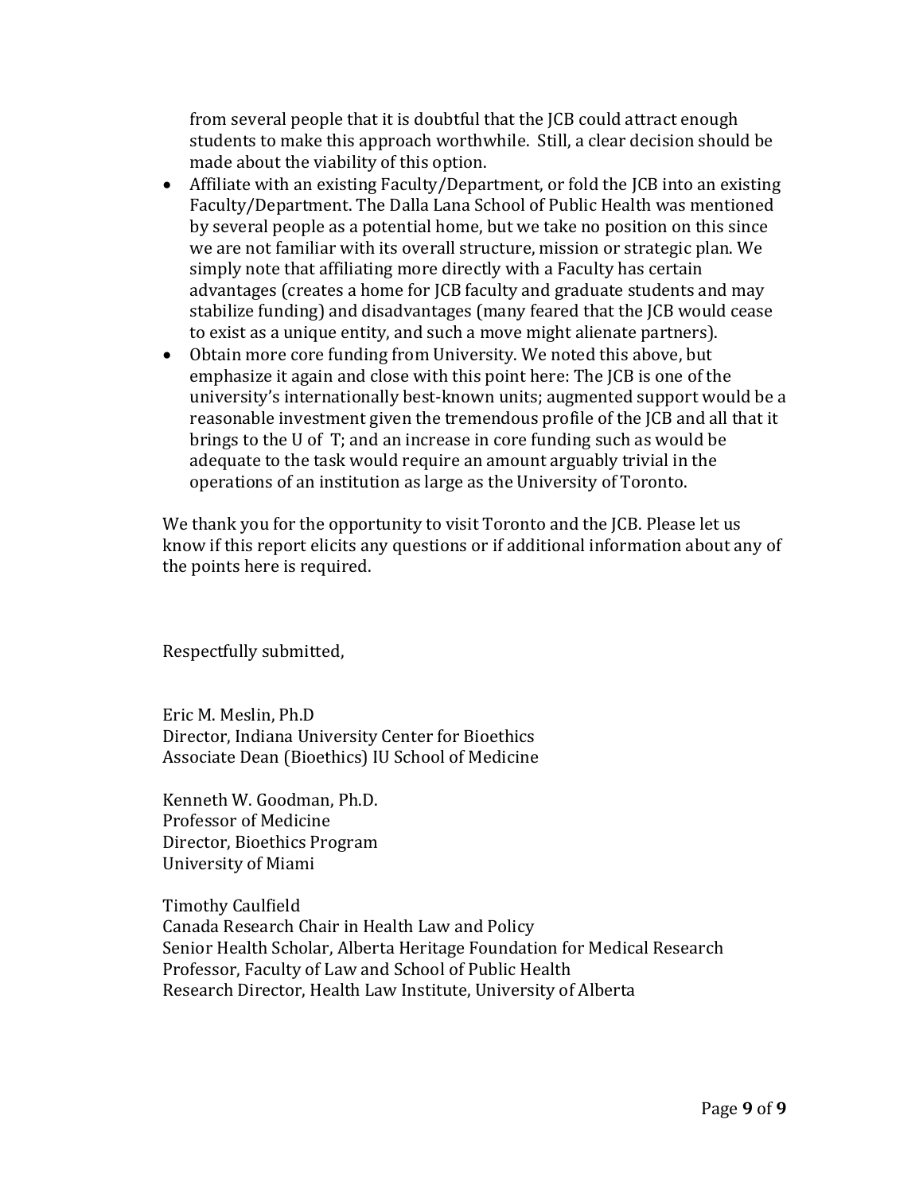from several people that it is doubtful that the JCB could attract enough students to make this approach worthwhile. Still, a clear decision should be made about the viability of this option.

- Affiliate with an existing Faculty/Department, or fold the JCB into an existing Faculty/Department. The Dalla Lana School of Public Health was mentioned by several people as a potential home, but we take no position on this since we are not familiar with its overall structure, mission or strategic plan. We simply note that affiliating more directly with a Faculty has certain advantages (creates a home for JCB faculty and graduate students and may stabilize funding) and disadvantages (many feared that the JCB would cease to exist as a unique entity, and such a move might alienate partners).
- Obtain more core funding from University. We noted this above, but emphasize it again and close with this point here: The JCB is one of the university's internationally best-known units; augmented support would be a reasonable investment given the tremendous profile of the JCB and all that it brings to the U of T; and an increase in core funding such as would be adequate to the task would require an amount arguably trivial in the operations of an institution as large as the University of Toronto.

We thank you for the opportunity to visit Toronto and the JCB. Please let us know if this report elicits any questions or if additional information about any of the points here is required.

Respectfully submitted,

Eric M. Meslin, Ph.D
Director, Indiana University Center for Bioethics
Associate Dean (Bioethics) IU School of Medicine

Kenneth W. Goodman, Ph.D.
Professor of Medicine
Director, Bioethics Program
University of Miami

Timothy Caulfield
Canada Research Chair in Health Law and Policy
Senior Health Scholar, Alberta Heritage Foundation for Medical Research
Professor, Faculty of Law and School of Public Health
Research Director, Health Law Institute, University of Alberta